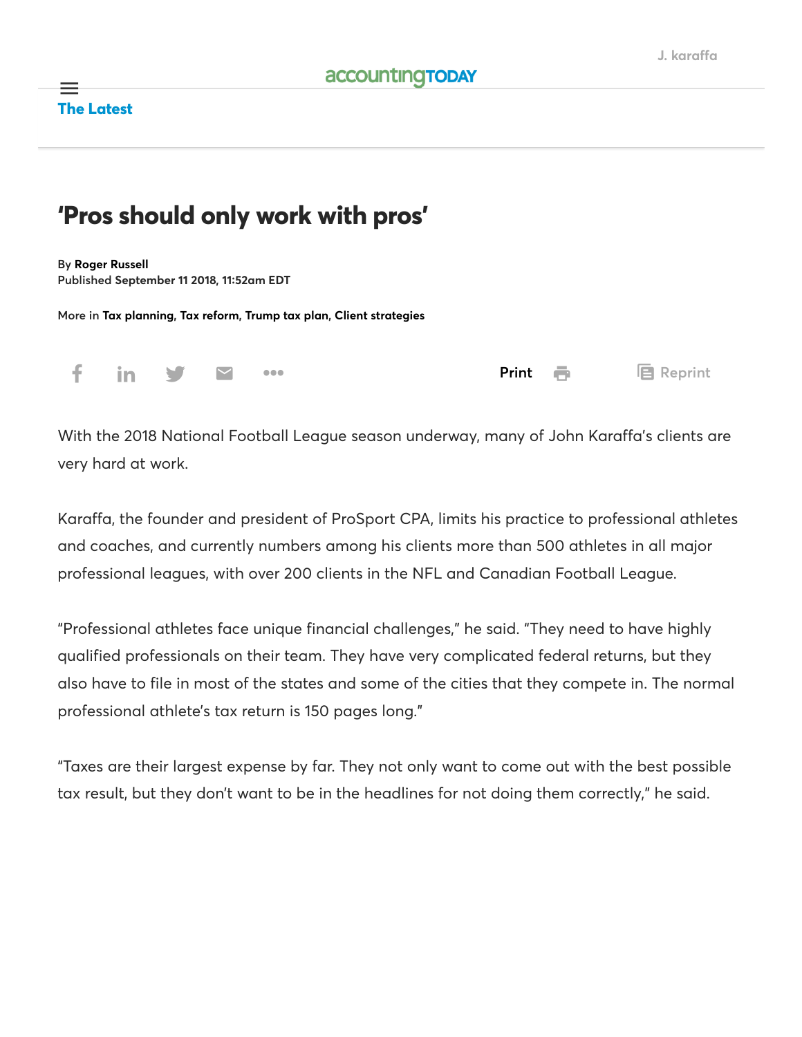# ‘Pros should only work with pros’

By **Roger Russell**
Published September 11 2018, 11:52am EDT

More in **Tax planning**, **Tax reform**, **Trump tax plan**, **Client strategies**

With the 2018 National Football League season underway, many of John Karaffa’s clients are very hard at work.

Karaffa, the founder and president of ProSport CPA, limits his practice to professional athletes and coaches, and currently numbers among his clients more than 500 athletes in all major professional leagues, with over 200 clients in the NFL and Canadian Football League.

“Professional athletes face unique financial challenges,” he said. “They need to have highly qualified professionals on their team. They have very complicated federal returns, but they also have to file in most of the states and some of the cities that they compete in. The normal professional athlete’s tax return is 150 pages long.”

“Taxes are their largest expense by far. They not only want to come out with the best possible tax result, but they don’t want to be in the headlines for not doing them correctly,” he said.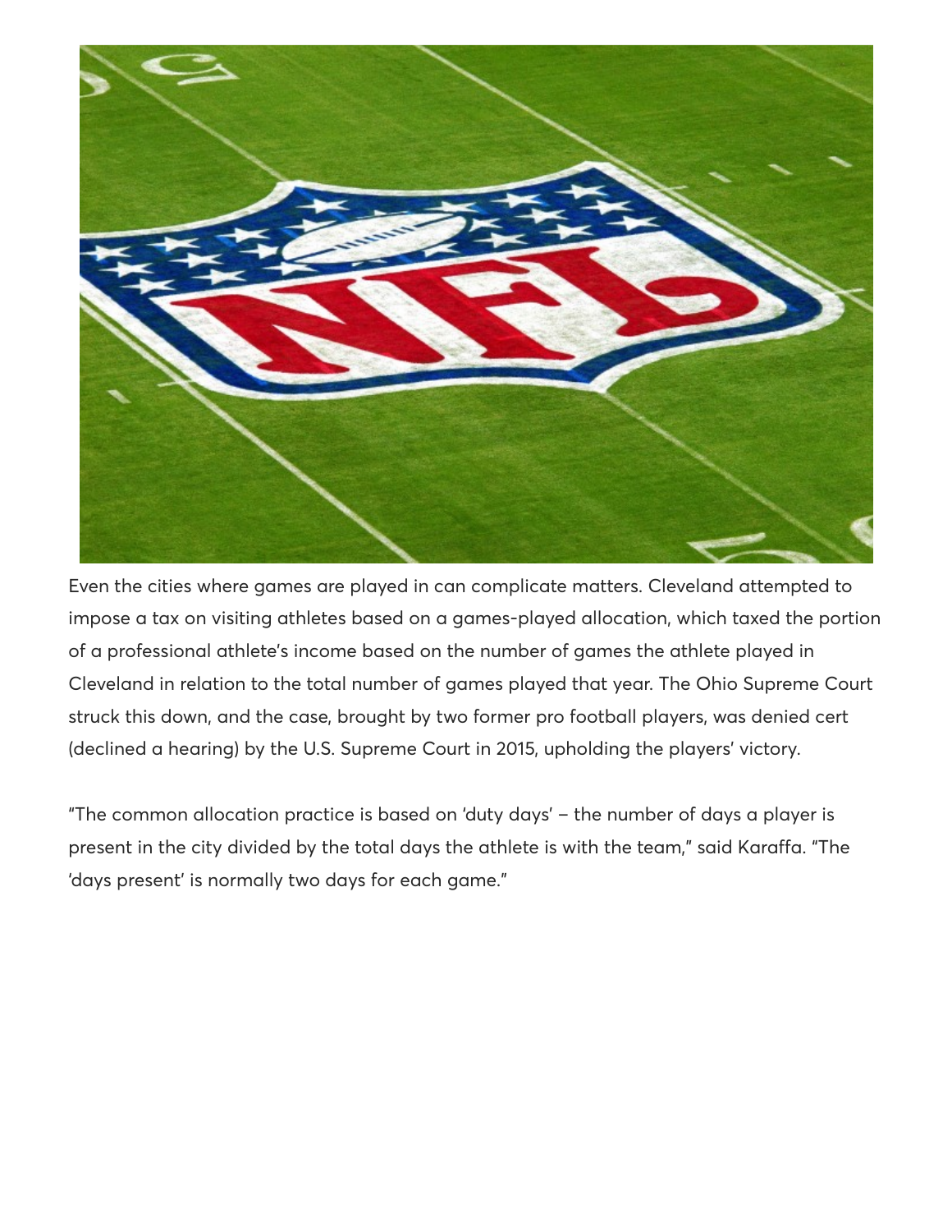Even the cities where games are played in can complicate matters. Cleveland attempted to impose a tax on visiting athletes based on a games-played allocation, which taxed the portion of a professional athlete's income based on the number of games the athlete played in Cleveland in relation to the total number of games played that year. The Ohio Supreme Court struck this down, and the case, brought by two former pro football players, was denied cert (declined a hearing) by the U.S. Supreme Court in 2015, upholding the players' victory.

"The common allocation practice is based on 'duty days' – the number of days a player is present in the city divided by the total days the athlete is with the team," said Karaffa. "The 'days present' is normally two days for each game."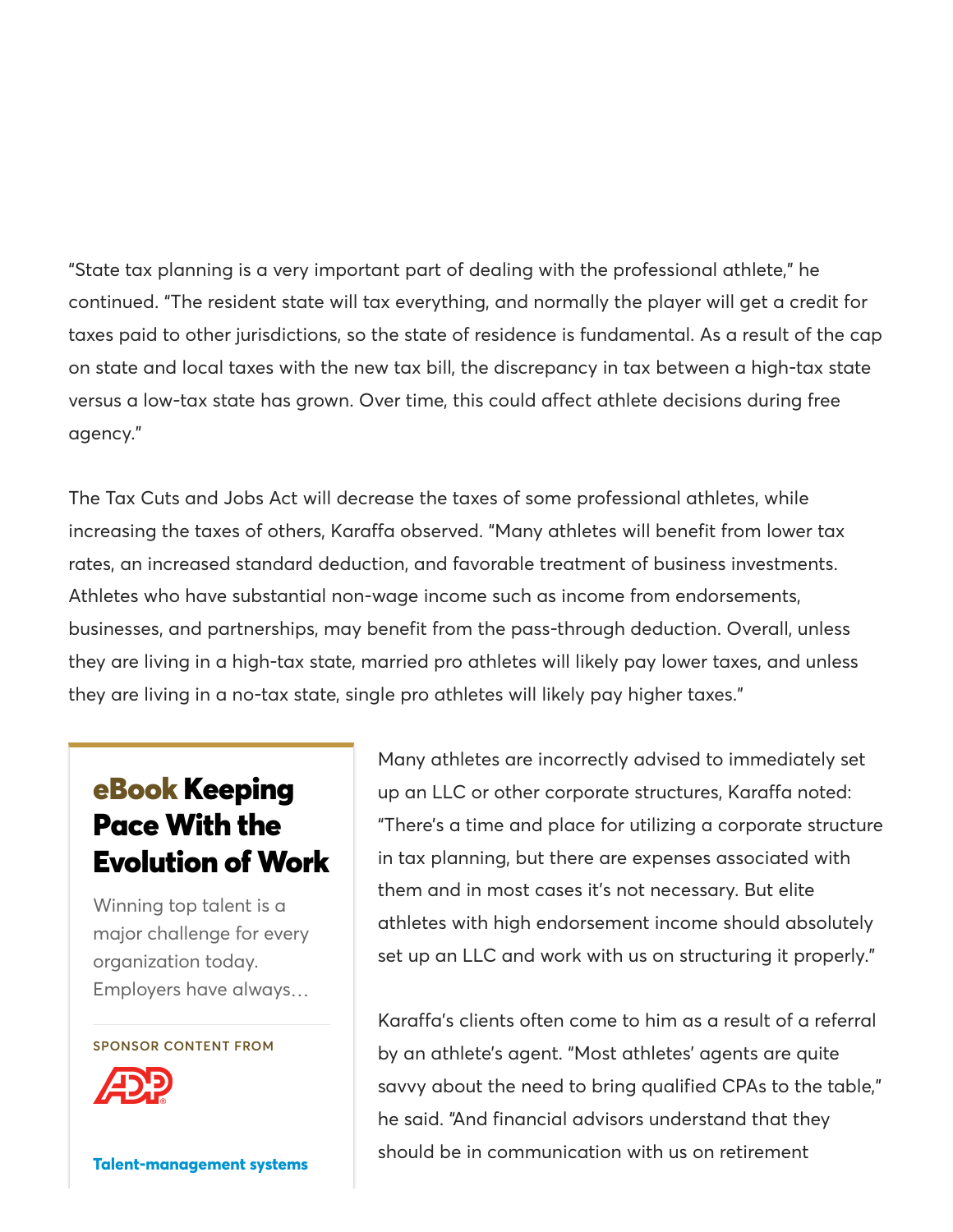"State tax planning is a very important part of dealing with the professional athlete," he continued. "The resident state will tax everything, and normally the player will get a credit for taxes paid to other jurisdictions, so the state of residence is fundamental. As a result of the cap on state and local taxes with the new tax bill, the discrepancy in tax between a high-tax state versus a low-tax state has grown. Over time, this could affect athlete decisions during free agency."

The Tax Cuts and Jobs Act will decrease the taxes of some professional athletes, while increasing the taxes of others, Karaffa observed. "Many athletes will benefit from lower tax rates, an increased standard deduction, and favorable treatment of business investments. Athletes who have substantial non-wage income such as income from endorsements, businesses, and partnerships, may benefit from the pass-through deduction. Overall, unless they are living in a high-tax state, married pro athletes will likely pay lower taxes, and unless they are living in a no-tax state, single pro athletes will likely pay higher taxes."

Many athletes are incorrectly advised to immediately set up an LLC or other corporate structures, Karaffa noted: "There's a time and place for utilizing a corporate structure in tax planning, but there are expenses associated with them and in most cases it's not necessary. But elite athletes with high endorsement income should absolutely set up an LLC and work with us on structuring it properly."

Karaffa's clients often come to him as a result of a referral by an athlete's agent. "Most athletes' agents are quite savvy about the need to bring qualified CPAs to the table," he said. "And financial advisors understand that they should be in communication with us on retirement

**eBook Keeping Pace With the Evolution of Work**

Winning top talent is a major challenge for every organization today. Employers have always…

SPONSOR CONTENT FROM ADP

**Talent-management systems**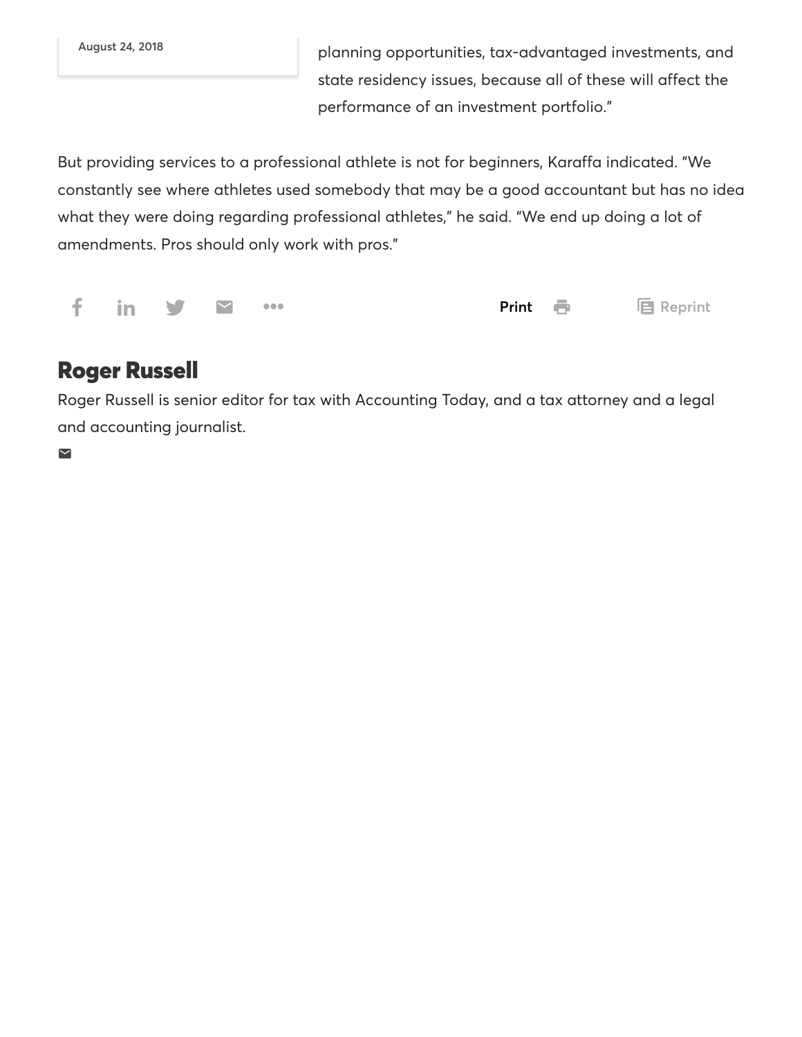August 24, 2018

planning opportunities, tax-advantaged investments, and state residency issues, because all of these will affect the performance of an investment portfolio."

But providing services to a professional athlete is not for beginners, Karaffa indicated. "We constantly see where athletes used somebody that may be a good accountant but has no idea what they were doing regarding professional athletes," he said. "We end up doing a lot of amendments. Pros should only work with pros."

## Roger Russell

Roger Russell is senior editor for tax with Accounting Today, and a tax attorney and a legal and accounting journalist.